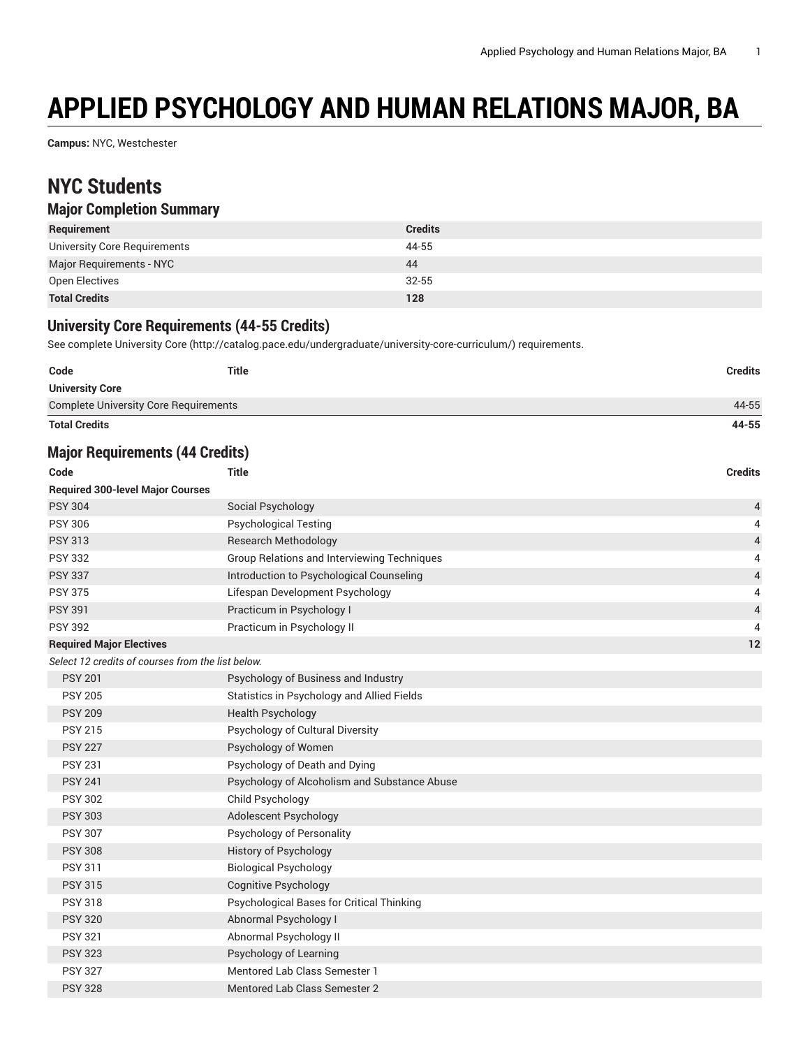# APPLIED PSYCHOLOGY AND HUMAN RELATIONS MAJOR, BA

**Campus:** NYC, Westchester

## NYC Students

### Major Completion Summary

| Requirement | Credits |
|---|---|
| University Core Requirements | 44-55 |
| Major Requirements - NYC | 44 |
| Open Electives | 32-55 |
| **Total Credits** | **128** |

### University Core Requirements (44-55 Credits)

See complete University Core (http://catalog.pace.edu/undergraduate/university-core-curriculum/) requirements.

| Code | Title | Credits |
|---|---|---|
| **University Core** | | |
| Complete University Core Requirements | | 44-55 |
| **Total Credits** | | **44-55** |

### Major Requirements (44 Credits)

| Code | Title | Credits |
|---|---|---|
| **Required 300-level Major Courses** | | |
| PSY 304 | Social Psychology | 4 |
| PSY 306 | Psychological Testing | 4 |
| PSY 313 | Research Methodology | 4 |
| PSY 332 | Group Relations and Interviewing Techniques | 4 |
| PSY 337 | Introduction to Psychological Counseling | 4 |
| PSY 375 | Lifespan Development Psychology | 4 |
| PSY 391 | Practicum in Psychology I | 4 |
| PSY 392 | Practicum in Psychology II | 4 |
| **Required Major Electives** | | **12** |
| *Select 12 credits of courses from the list below.* | | |
| PSY 201 | Psychology of Business and Industry | |
| PSY 205 | Statistics in Psychology and Allied Fields | |
| PSY 209 | Health Psychology | |
| PSY 215 | Psychology of Cultural Diversity | |
| PSY 227 | Psychology of Women | |
| PSY 231 | Psychology of Death and Dying | |
| PSY 241 | Psychology of Alcoholism and Substance Abuse | |
| PSY 302 | Child Psychology | |
| PSY 303 | Adolescent Psychology | |
| PSY 307 | Psychology of Personality | |
| PSY 308 | History of Psychology | |
| PSY 311 | Biological Psychology | |
| PSY 315 | Cognitive Psychology | |
| PSY 318 | Psychological Bases for Critical Thinking | |
| PSY 320 | Abnormal Psychology I | |
| PSY 321 | Abnormal Psychology II | |
| PSY 323 | Psychology of Learning | |
| PSY 327 | Mentored Lab Class Semester 1 | |
| PSY 328 | Mentored Lab Class Semester 2 | |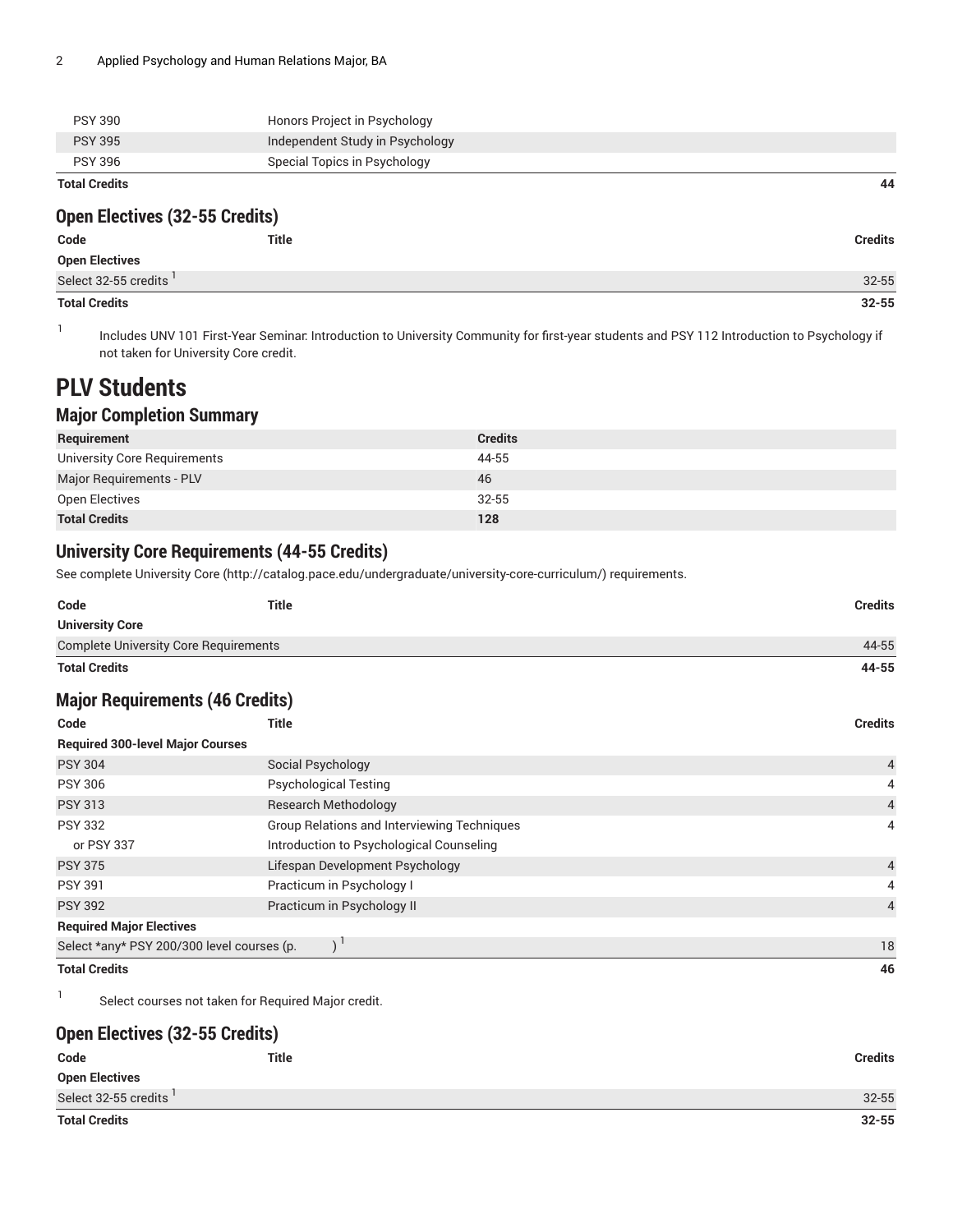| | | |
|---|---|---|
| PSY 390 | Honors Project in Psychology | |
| PSY 395 | Independent Study in Psychology | |
| PSY 396 | Special Topics in Psychology | |
| **Total Credits** | | **44** |

### Open Electives (32-55 Credits)

| Code | Title | Credits |
|---|---|---|
| **Open Electives** | | |
| Select 32-55 credits [1] | | 32-55 |
| **Total Credits** | | **32-55** |

1. Includes UNV 101 First-Year Seminar: Introduction to University Community for first-year students and PSY 112 Introduction to Psychology if not taken for University Core credit.

# PLV Students

## Major Completion Summary

| Requirement | Credits |
|---|---|
| University Core Requirements | 44-55 |
| Major Requirements - PLV | 46 |
| Open Electives | 32-55 |
| **Total Credits** | **128** |

## University Core Requirements (44-55 Credits)

See complete University Core (http://catalog.pace.edu/undergraduate/university-core-curriculum/) requirements.

| Code | Title | Credits |
|---|---|---|
| **University Core** | | |
| Complete University Core Requirements | | 44-55 |
| **Total Credits** | | **44-55** |

## Major Requirements (46 Credits)

| Code | Title | Credits |
|---|---|---|
| **Required 300-level Major Courses** | | |
| PSY 304 | Social Psychology | 4 |
| PSY 306 | Psychological Testing | 4 |
| PSY 313 | Research Methodology | 4 |
| PSY 332 | Group Relations and Interviewing Techniques | 4 |
| or PSY 337 | Introduction to Psychological Counseling | |
| PSY 375 | Lifespan Development Psychology | 4 |
| PSY 391 | Practicum in Psychology I | 4 |
| PSY 392 | Practicum in Psychology II | 4 |
| **Required Major Electives** | | |
| Select *any* PSY 200/300 level courses (p. ) [1] | | 18 |
| **Total Credits** | | **46** |

1. Select courses not taken for Required Major credit.

## Open Electives (32-55 Credits)

| Code | Title | Credits |
|---|---|---|
| **Open Electives** | | |
| Select 32-55 credits [1] | | 32-55 |
| **Total Credits** | | **32-55** |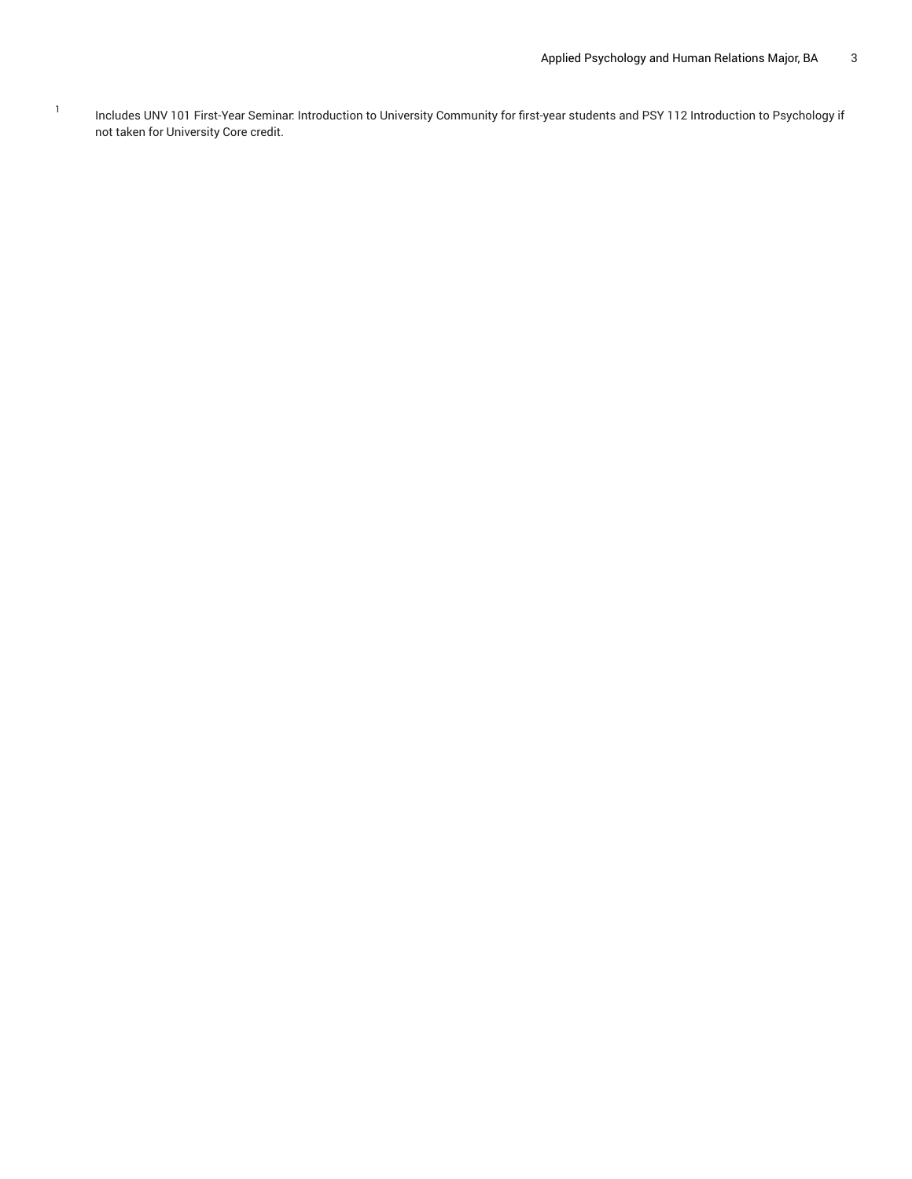[1] Includes UNV 101 First-Year Seminar: Introduction to University Community for first-year students and PSY 112 Introduction to Psychology if not taken for University Core credit.